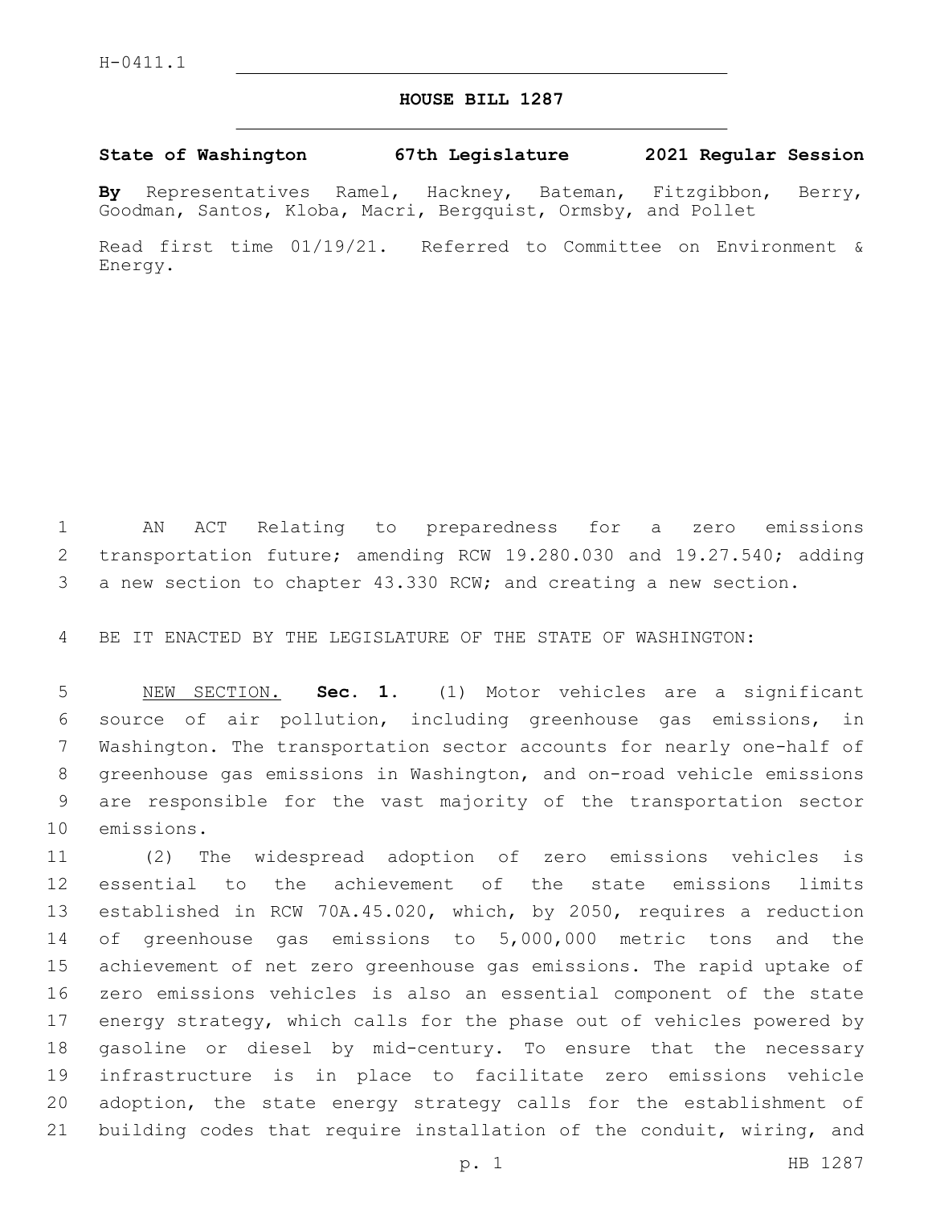H-0411.1

# HOUSE BILL 1287

**State of Washington 67th Legislature 2021 Regular Session**

**By** Representatives Ramel, Hackney, Bateman, Fitzgibbon, Berry, Goodman, Santos, Kloba, Macri, Bergquist, Ormsby, and Pollet

Read first time 01/19/21. Referred to Committee on Environment & Energy.

AN ACT Relating to preparedness for a zero emissions transportation future; amending RCW 19.280.030 and 19.27.540; adding a new section to chapter 43.330 RCW; and creating a new section.

BE IT ENACTED BY THE LEGISLATURE OF THE STATE OF WASHINGTON:

NEW SECTION. **Sec. 1.** (1) Motor vehicles are a significant source of air pollution, including greenhouse gas emissions, in Washington. The transportation sector accounts for nearly one-half of greenhouse gas emissions in Washington, and on-road vehicle emissions are responsible for the vast majority of the transportation sector emissions.

(2) The widespread adoption of zero emissions vehicles is essential to the achievement of the state emissions limits established in RCW 70A.45.020, which, by 2050, requires a reduction of greenhouse gas emissions to 5,000,000 metric tons and the achievement of net zero greenhouse gas emissions. The rapid uptake of zero emissions vehicles is also an essential component of the state energy strategy, which calls for the phase out of vehicles powered by gasoline or diesel by mid-century. To ensure that the necessary infrastructure is in place to facilitate zero emissions vehicle adoption, the state energy strategy calls for the establishment of building codes that require installation of the conduit, wiring, and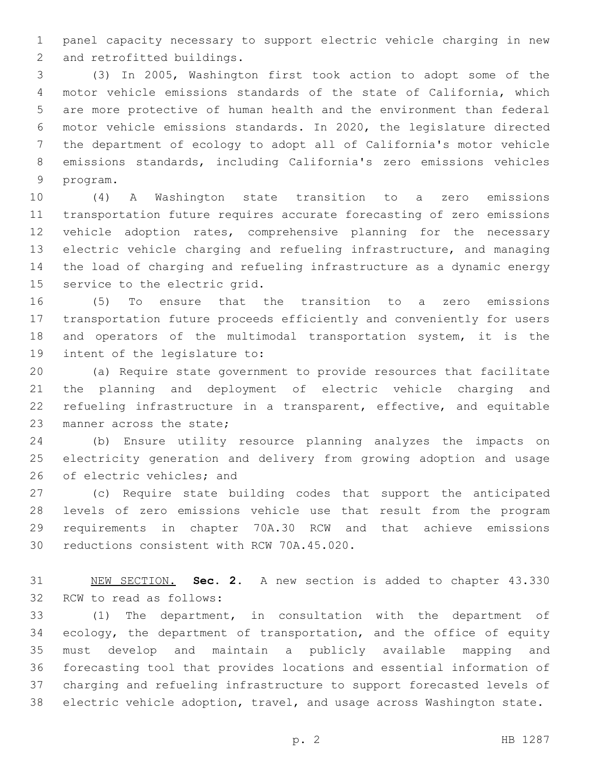panel capacity necessary to support electric vehicle charging in new and retrofitted buildings.

(3) In 2005, Washington first took action to adopt some of the motor vehicle emissions standards of the state of California, which are more protective of human health and the environment than federal motor vehicle emissions standards. In 2020, the legislature directed the department of ecology to adopt all of California's motor vehicle emissions standards, including California's zero emissions vehicles program.

(4) A Washington state transition to a zero emissions transportation future requires accurate forecasting of zero emissions vehicle adoption rates, comprehensive planning for the necessary electric vehicle charging and refueling infrastructure, and managing the load of charging and refueling infrastructure as a dynamic energy service to the electric grid.

(5) To ensure that the transition to a zero emissions transportation future proceeds efficiently and conveniently for users and operators of the multimodal transportation system, it is the intent of the legislature to:

(a) Require state government to provide resources that facilitate the planning and deployment of electric vehicle charging and refueling infrastructure in a transparent, effective, and equitable manner across the state;

(b) Ensure utility resource planning analyzes the impacts on electricity generation and delivery from growing adoption and usage of electric vehicles; and

(c) Require state building codes that support the anticipated levels of zero emissions vehicle use that result from the program requirements in chapter 70A.30 RCW and that achieve emissions reductions consistent with RCW 70A.45.020.

NEW SECTION. **Sec. 2.** A new section is added to chapter 43.330 RCW to read as follows:

(1) The department, in consultation with the department of ecology, the department of transportation, and the office of equity must develop and maintain a publicly available mapping and forecasting tool that provides locations and essential information of charging and refueling infrastructure to support forecasted levels of electric vehicle adoption, travel, and usage across Washington state.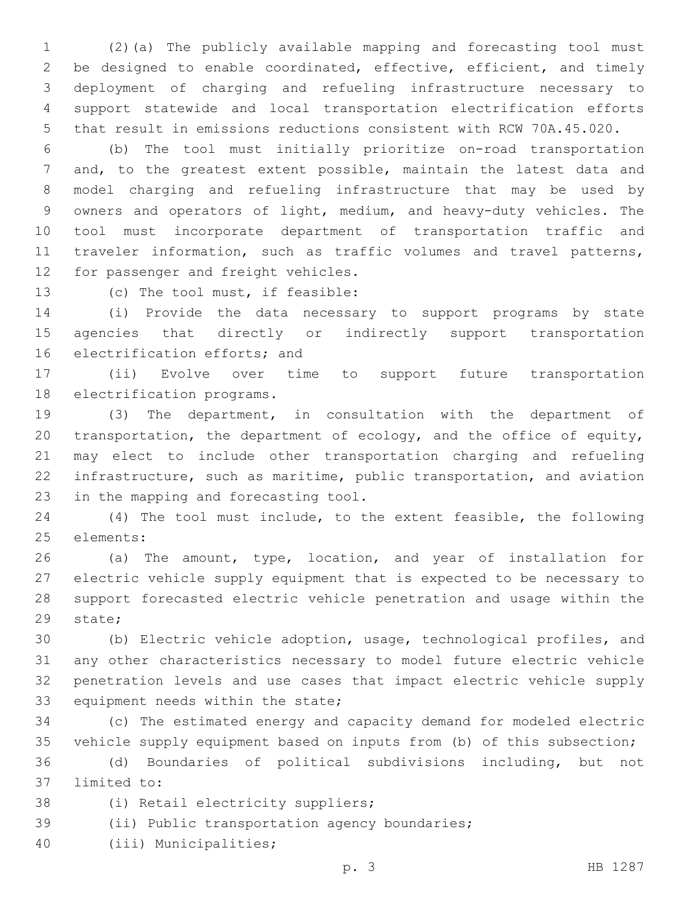(2)(a) The publicly available mapping and forecasting tool must be designed to enable coordinated, effective, efficient, and timely deployment of charging and refueling infrastructure necessary to support statewide and local transportation electrification efforts that result in emissions reductions consistent with RCW 70A.45.020.

(b) The tool must initially prioritize on-road transportation and, to the greatest extent possible, maintain the latest data and model charging and refueling infrastructure that may be used by owners and operators of light, medium, and heavy-duty vehicles. The tool must incorporate department of transportation traffic and traveler information, such as traffic volumes and travel patterns, for passenger and freight vehicles.

(c) The tool must, if feasible:

(i) Provide the data necessary to support programs by state agencies that directly or indirectly support transportation electrification efforts; and

(ii) Evolve over time to support future transportation electrification programs.

(3) The department, in consultation with the department of transportation, the department of ecology, and the office of equity, may elect to include other transportation charging and refueling infrastructure, such as maritime, public transportation, and aviation in the mapping and forecasting tool.

(4) The tool must include, to the extent feasible, the following elements:

(a) The amount, type, location, and year of installation for electric vehicle supply equipment that is expected to be necessary to support forecasted electric vehicle penetration and usage within the state;

(b) Electric vehicle adoption, usage, technological profiles, and any other characteristics necessary to model future electric vehicle penetration levels and use cases that impact electric vehicle supply equipment needs within the state;

(c) The estimated energy and capacity demand for modeled electric vehicle supply equipment based on inputs from (b) of this subsection;

(d) Boundaries of political subdivisions including, but not limited to:

(i) Retail electricity suppliers;

(ii) Public transportation agency boundaries;

(iii) Municipalities;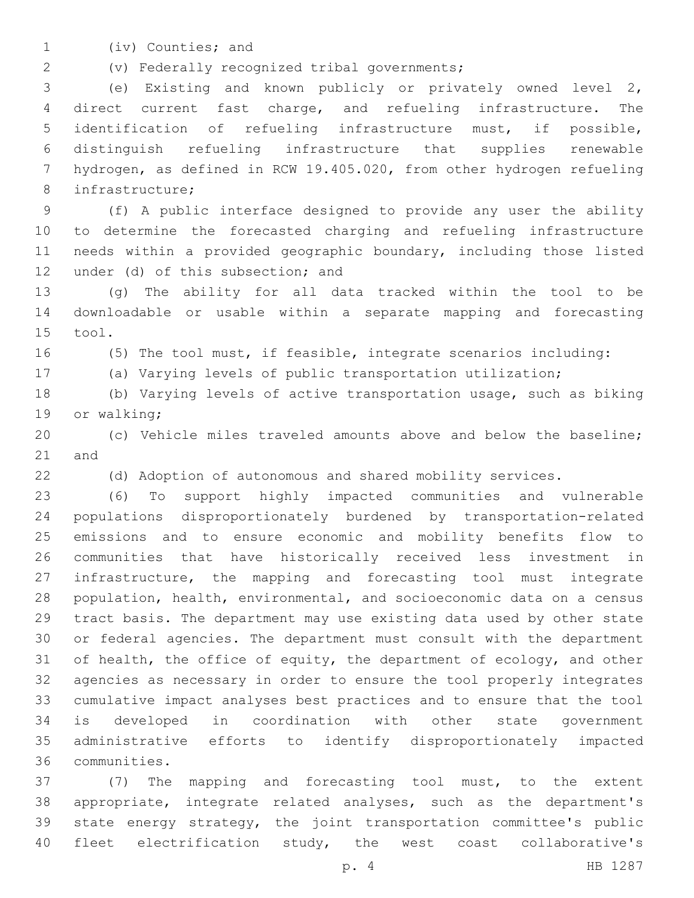(iv) Counties; and

(v) Federally recognized tribal governments;

(e) Existing and known publicly or privately owned level 2, direct current fast charge, and refueling infrastructure. The identification of refueling infrastructure must, if possible, distinguish refueling infrastructure that supplies renewable hydrogen, as defined in RCW 19.405.020, from other hydrogen refueling infrastructure;

(f) A public interface designed to provide any user the ability to determine the forecasted charging and refueling infrastructure needs within a provided geographic boundary, including those listed under (d) of this subsection; and

(g) The ability for all data tracked within the tool to be downloadable or usable within a separate mapping and forecasting tool.

(5) The tool must, if feasible, integrate scenarios including:

(a) Varying levels of public transportation utilization;

(b) Varying levels of active transportation usage, such as biking or walking;

(c) Vehicle miles traveled amounts above and below the baseline; and

(d) Adoption of autonomous and shared mobility services.

(6) To support highly impacted communities and vulnerable populations disproportionately burdened by transportation-related emissions and to ensure economic and mobility benefits flow to communities that have historically received less investment in infrastructure, the mapping and forecasting tool must integrate population, health, environmental, and socioeconomic data on a census tract basis. The department may use existing data used by other state or federal agencies. The department must consult with the department of health, the office of equity, the department of ecology, and other agencies as necessary in order to ensure the tool properly integrates cumulative impact analyses best practices and to ensure that the tool is developed in coordination with other state government administrative efforts to identify disproportionately impacted communities.

(7) The mapping and forecasting tool must, to the extent appropriate, integrate related analyses, such as the department's state energy strategy, the joint transportation committee's public fleet electrification study, the west coast collaborative's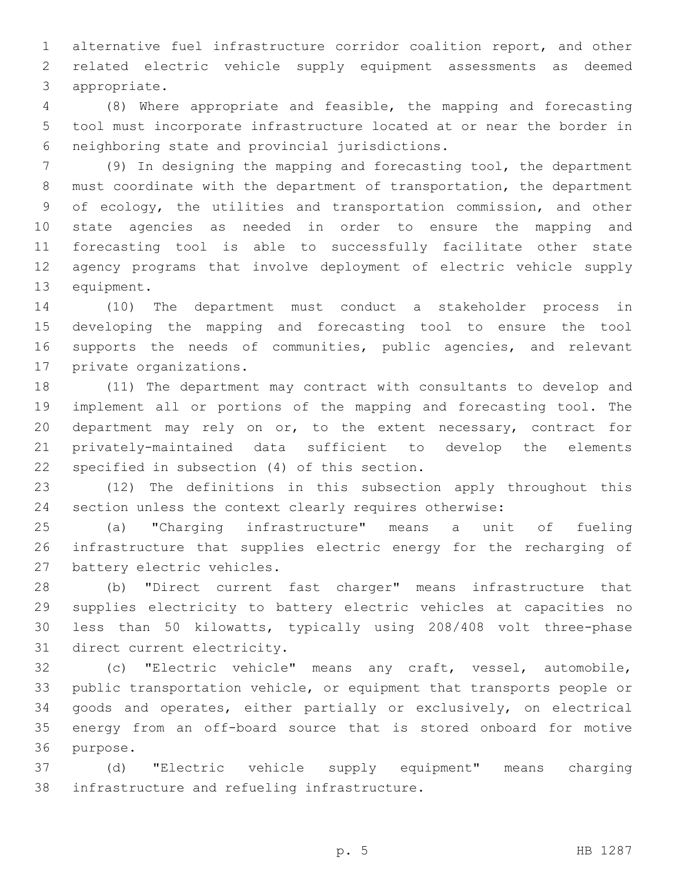alternative fuel infrastructure corridor coalition report, and other related electric vehicle supply equipment assessments as deemed appropriate.

(8) Where appropriate and feasible, the mapping and forecasting tool must incorporate infrastructure located at or near the border in neighboring state and provincial jurisdictions.

(9) In designing the mapping and forecasting tool, the department must coordinate with the department of transportation, the department of ecology, the utilities and transportation commission, and other state agencies as needed in order to ensure the mapping and forecasting tool is able to successfully facilitate other state agency programs that involve deployment of electric vehicle supply equipment.

(10) The department must conduct a stakeholder process in developing the mapping and forecasting tool to ensure the tool supports the needs of communities, public agencies, and relevant private organizations.

(11) The department may contract with consultants to develop and implement all or portions of the mapping and forecasting tool. The department may rely on or, to the extent necessary, contract for privately-maintained data sufficient to develop the elements specified in subsection (4) of this section.

(12) The definitions in this subsection apply throughout this section unless the context clearly requires otherwise:

(a) "Charging infrastructure" means a unit of fueling infrastructure that supplies electric energy for the recharging of battery electric vehicles.

(b) "Direct current fast charger" means infrastructure that supplies electricity to battery electric vehicles at capacities no less than 50 kilowatts, typically using 208/408 volt three-phase direct current electricity.

(c) "Electric vehicle" means any craft, vessel, automobile, public transportation vehicle, or equipment that transports people or goods and operates, either partially or exclusively, on electrical energy from an off-board source that is stored onboard for motive purpose.

(d) "Electric vehicle supply equipment" means charging infrastructure and refueling infrastructure.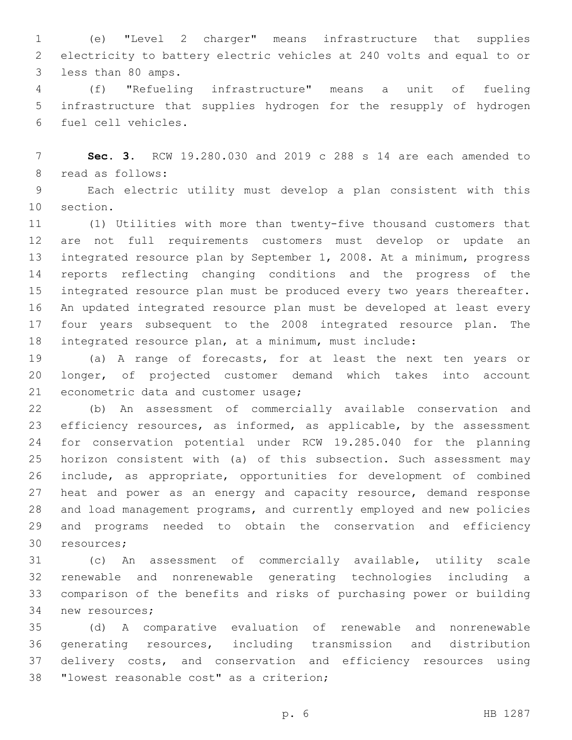(e) "Level 2 charger" means infrastructure that supplies electricity to battery electric vehicles at 240 volts and equal to or less than 80 amps.

(f) "Refueling infrastructure" means a unit of fueling infrastructure that supplies hydrogen for the resupply of hydrogen fuel cell vehicles.

**Sec. 3.** RCW 19.280.030 and 2019 c 288 s 14 are each amended to read as follows:

Each electric utility must develop a plan consistent with this section.

(1) Utilities with more than twenty-five thousand customers that are not full requirements customers must develop or update an integrated resource plan by September 1, 2008. At a minimum, progress reports reflecting changing conditions and the progress of the integrated resource plan must be produced every two years thereafter. An updated integrated resource plan must be developed at least every four years subsequent to the 2008 integrated resource plan. The integrated resource plan, at a minimum, must include:

(a) A range of forecasts, for at least the next ten years or longer, of projected customer demand which takes into account econometric data and customer usage;

(b) An assessment of commercially available conservation and efficiency resources, as informed, as applicable, by the assessment for conservation potential under RCW 19.285.040 for the planning horizon consistent with (a) of this subsection. Such assessment may include, as appropriate, opportunities for development of combined heat and power as an energy and capacity resource, demand response and load management programs, and currently employed and new policies and programs needed to obtain the conservation and efficiency resources;

(c) An assessment of commercially available, utility scale renewable and nonrenewable generating technologies including a comparison of the benefits and risks of purchasing power or building new resources;

(d) A comparative evaluation of renewable and nonrenewable generating resources, including transmission and distribution delivery costs, and conservation and efficiency resources using "lowest reasonable cost" as a criterion;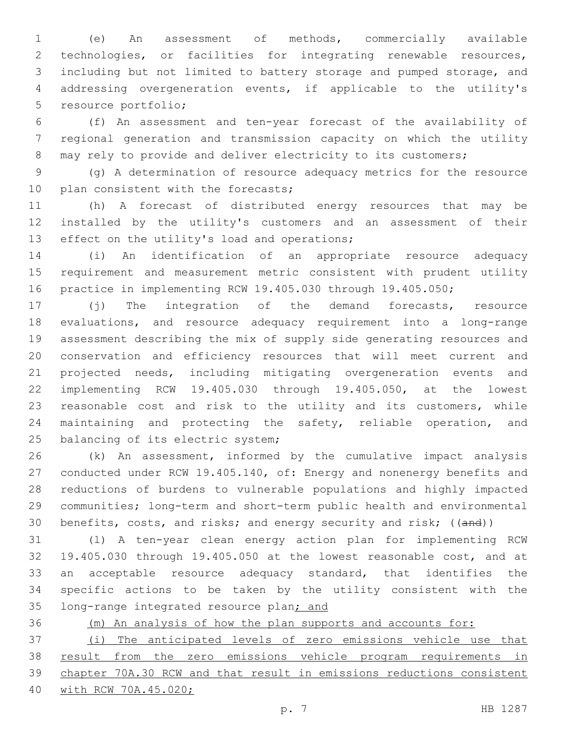(e) An assessment of methods, commercially available technologies, or facilities for integrating renewable resources, including but not limited to battery storage and pumped storage, and addressing overgeneration events, if applicable to the utility's resource portfolio;

(f) An assessment and ten-year forecast of the availability of regional generation and transmission capacity on which the utility may rely to provide and deliver electricity to its customers;

(g) A determination of resource adequacy metrics for the resource plan consistent with the forecasts;

(h) A forecast of distributed energy resources that may be installed by the utility's customers and an assessment of their effect on the utility's load and operations;

(i) An identification of an appropriate resource adequacy requirement and measurement metric consistent with prudent utility practice in implementing RCW 19.405.030 through 19.405.050;

(j) The integration of the demand forecasts, resource evaluations, and resource adequacy requirement into a long-range assessment describing the mix of supply side generating resources and conservation and efficiency resources that will meet current and projected needs, including mitigating overgeneration events and implementing RCW 19.405.030 through 19.405.050, at the lowest reasonable cost and risk to the utility and its customers, while maintaining and protecting the safety, reliable operation, and balancing of its electric system;

(k) An assessment, informed by the cumulative impact analysis conducted under RCW 19.405.140, of: Energy and nonenergy benefits and reductions of burdens to vulnerable populations and highly impacted communities; long-term and short-term public health and environmental benefits, costs, and risks; and energy security and risk; ((~~and~~))

(l) A ten-year clean energy action plan for implementing RCW 19.405.030 through 19.405.050 at the lowest reasonable cost, and at an acceptable resource adequacy standard, that identifies the specific actions to be taken by the utility consistent with the long-range integrated resource plan<u>; and</u>

<u>(m) An analysis of how the plan supports and accounts for:</u>

<u>(i) The anticipated levels of zero emissions vehicle use that result from the zero emissions vehicle program requirements in chapter 70A.30 RCW and that result in emissions reductions consistent with RCW 70A.45.020;</u>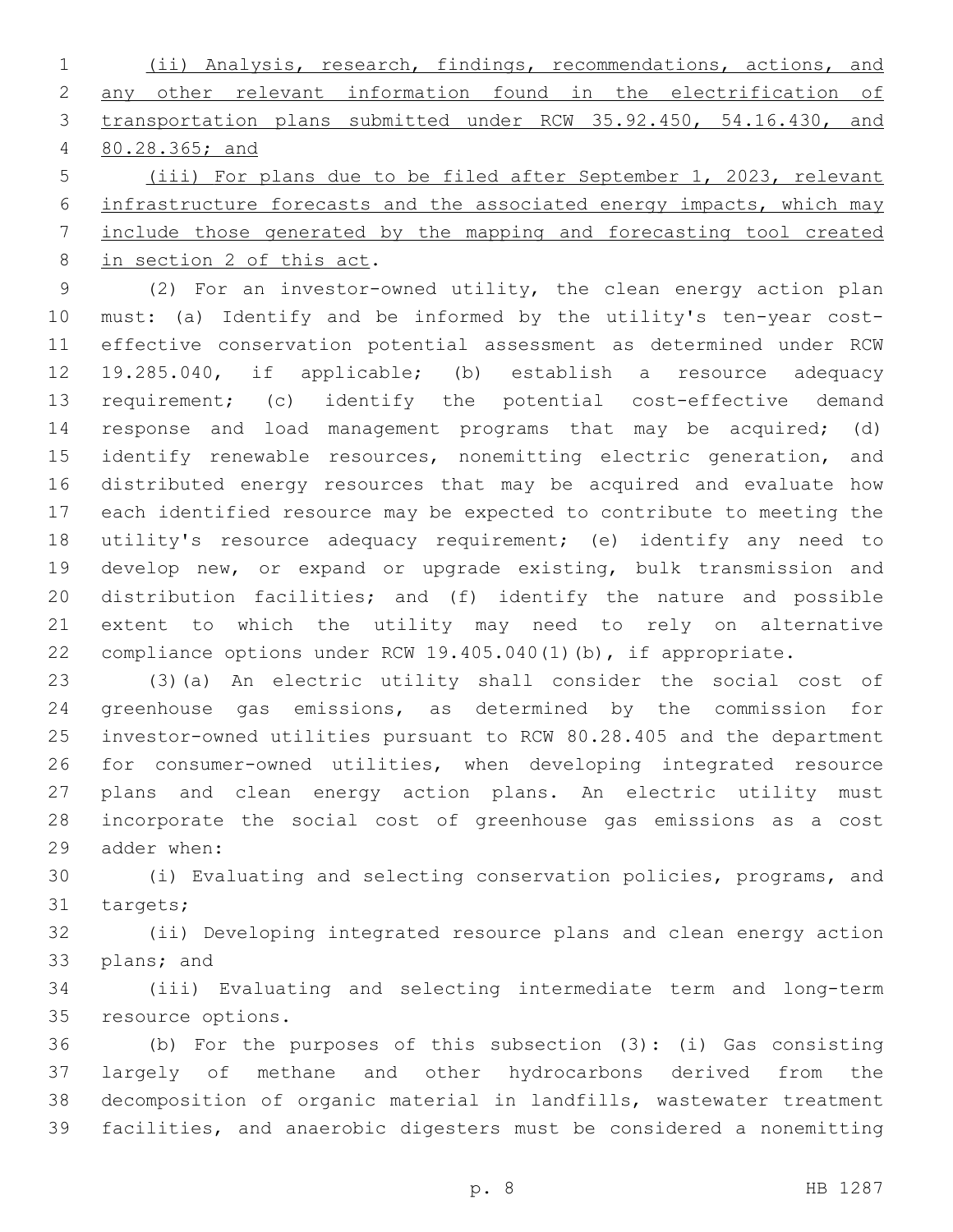(ii) Analysis, research, findings, recommendations, actions, and any other relevant information found in the electrification of transportation plans submitted under RCW 35.92.450, 54.16.430, and 80.28.365; and

(iii) For plans due to be filed after September 1, 2023, relevant infrastructure forecasts and the associated energy impacts, which may include those generated by the mapping and forecasting tool created in section 2 of this act.

(2) For an investor-owned utility, the clean energy action plan must: (a) Identify and be informed by the utility's ten-year cost-effective conservation potential assessment as determined under RCW 19.285.040, if applicable; (b) establish a resource adequacy requirement; (c) identify the potential cost-effective demand response and load management programs that may be acquired; (d) identify renewable resources, nonemitting electric generation, and distributed energy resources that may be acquired and evaluate how each identified resource may be expected to contribute to meeting the utility's resource adequacy requirement; (e) identify any need to develop new, or expand or upgrade existing, bulk transmission and distribution facilities; and (f) identify the nature and possible extent to which the utility may need to rely on alternative compliance options under RCW 19.405.040(1)(b), if appropriate.

(3)(a) An electric utility shall consider the social cost of greenhouse gas emissions, as determined by the commission for investor-owned utilities pursuant to RCW 80.28.405 and the department for consumer-owned utilities, when developing integrated resource plans and clean energy action plans. An electric utility must incorporate the social cost of greenhouse gas emissions as a cost adder when:

(i) Evaluating and selecting conservation policies, programs, and targets;

(ii) Developing integrated resource plans and clean energy action plans; and

(iii) Evaluating and selecting intermediate term and long-term resource options.

(b) For the purposes of this subsection (3): (i) Gas consisting largely of methane and other hydrocarbons derived from the decomposition of organic material in landfills, wastewater treatment facilities, and anaerobic digesters must be considered a nonemitting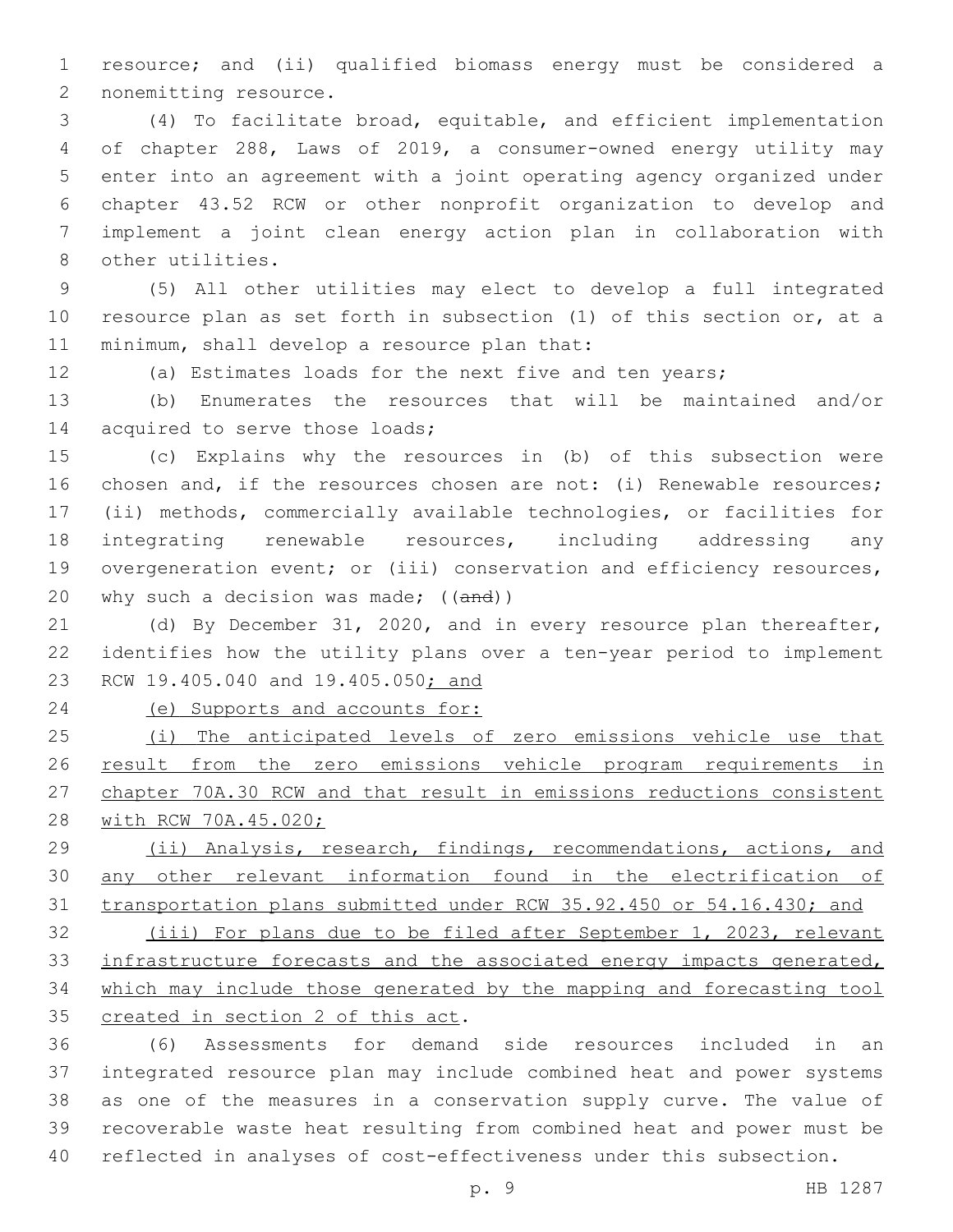resource; and (ii) qualified biomass energy must be considered a nonemitting resource.

(4) To facilitate broad, equitable, and efficient implementation of chapter 288, Laws of 2019, a consumer-owned energy utility may enter into an agreement with a joint operating agency organized under chapter 43.52 RCW or other nonprofit organization to develop and implement a joint clean energy action plan in collaboration with other utilities.

(5) All other utilities may elect to develop a full integrated resource plan as set forth in subsection (1) of this section or, at a minimum, shall develop a resource plan that:

(a) Estimates loads for the next five and ten years;

(b) Enumerates the resources that will be maintained and/or acquired to serve those loads;

(c) Explains why the resources in (b) of this subsection were chosen and, if the resources chosen are not: (i) Renewable resources; (ii) methods, commercially available technologies, or facilities for integrating renewable resources, including addressing any overgeneration event; or (iii) conservation and efficiency resources, why such a decision was made; ((~~and~~))

(d) By December 31, 2020, and in every resource plan thereafter, identifies how the utility plans over a ten-year period to implement RCW 19.405.040 and 19.405.050<u>; and</u>

<u>(e) Supports and accounts for:</u>

<u>(i) The anticipated levels of zero emissions vehicle use that result from the zero emissions vehicle program requirements in chapter 70A.30 RCW and that result in emissions reductions consistent with RCW 70A.45.020;</u>

<u>(ii) Analysis, research, findings, recommendations, actions, and any other relevant information found in the electrification of transportation plans submitted under RCW 35.92.450 or 54.16.430; and</u>

<u>(iii) For plans due to be filed after September 1, 2023, relevant infrastructure forecasts and the associated energy impacts generated, which may include those generated by the mapping and forecasting tool created in section 2 of this act</u>.

(6) Assessments for demand side resources included in an integrated resource plan may include combined heat and power systems as one of the measures in a conservation supply curve. The value of recoverable waste heat resulting from combined heat and power must be reflected in analyses of cost-effectiveness under this subsection.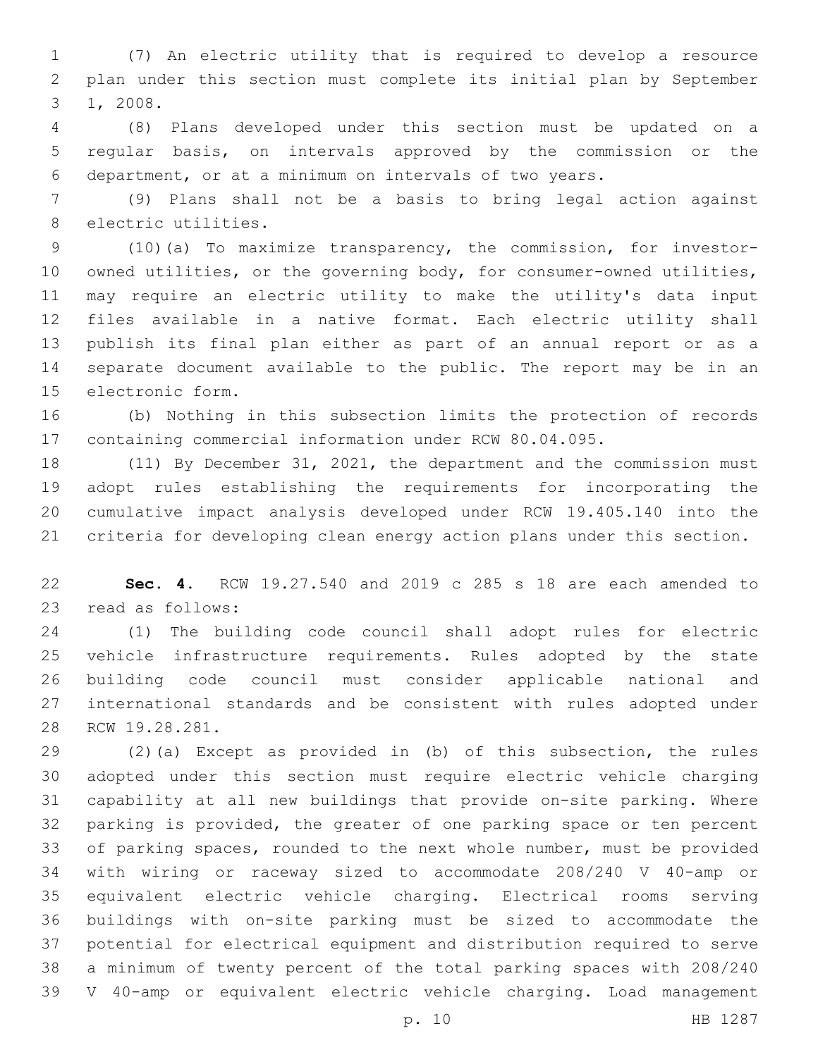(7) An electric utility that is required to develop a resource plan under this section must complete its initial plan by September 1, 2008.

(8) Plans developed under this section must be updated on a regular basis, on intervals approved by the commission or the department, or at a minimum on intervals of two years.

(9) Plans shall not be a basis to bring legal action against electric utilities.

(10)(a) To maximize transparency, the commission, for investor-owned utilities, or the governing body, for consumer-owned utilities, may require an electric utility to make the utility's data input files available in a native format. Each electric utility shall publish its final plan either as part of an annual report or as a separate document available to the public. The report may be in an electronic form.

(b) Nothing in this subsection limits the protection of records containing commercial information under RCW 80.04.095.

(11) By December 31, 2021, the department and the commission must adopt rules establishing the requirements for incorporating the cumulative impact analysis developed under RCW 19.405.140 into the criteria for developing clean energy action plans under this section.

**Sec. 4.** RCW 19.27.540 and 2019 c 285 s 18 are each amended to read as follows:

(1) The building code council shall adopt rules for electric vehicle infrastructure requirements. Rules adopted by the state building code council must consider applicable national and international standards and be consistent with rules adopted under RCW 19.28.281.

(2)(a) Except as provided in (b) of this subsection, the rules adopted under this section must require electric vehicle charging capability at all new buildings that provide on-site parking. Where parking is provided, the greater of one parking space or ten percent of parking spaces, rounded to the next whole number, must be provided with wiring or raceway sized to accommodate 208/240 V 40-amp or equivalent electric vehicle charging. Electrical rooms serving buildings with on-site parking must be sized to accommodate the potential for electrical equipment and distribution required to serve a minimum of twenty percent of the total parking spaces with 208/240 V 40-amp or equivalent electric vehicle charging. Load management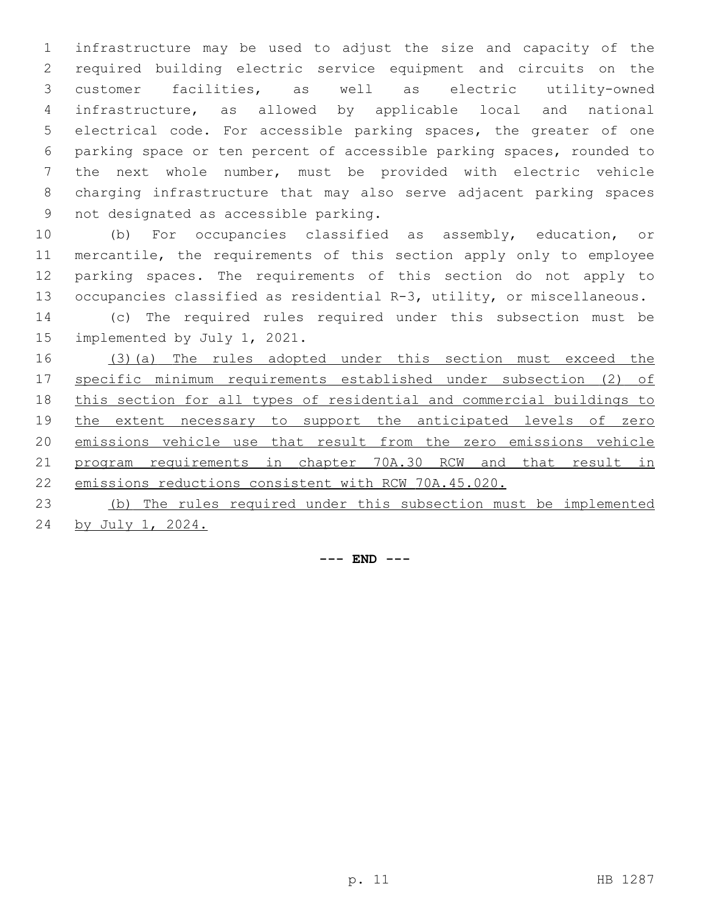infrastructure may be used to adjust the size and capacity of the required building electric service equipment and circuits on the customer facilities, as well as electric utility-owned infrastructure, as allowed by applicable local and national electrical code. For accessible parking spaces, the greater of one parking space or ten percent of accessible parking spaces, rounded to the next whole number, must be provided with electric vehicle charging infrastructure that may also serve adjacent parking spaces not designated as accessible parking.

(b) For occupancies classified as assembly, education, or mercantile, the requirements of this section apply only to employee parking spaces. The requirements of this section do not apply to occupancies classified as residential R-3, utility, or miscellaneous.

(c) The required rules required under this subsection must be implemented by July 1, 2021.

<u>(3)(a) The rules adopted under this section must exceed the specific minimum requirements established under subsection (2) of this section for all types of residential and commercial buildings to the extent necessary to support the anticipated levels of zero emissions vehicle use that result from the zero emissions vehicle program requirements in chapter 70A.30 RCW and that result in emissions reductions consistent with RCW 70A.45.020.</u>

<u>(b) The rules required under this subsection must be implemented by July 1, 2024.</u>

**--- END ---**